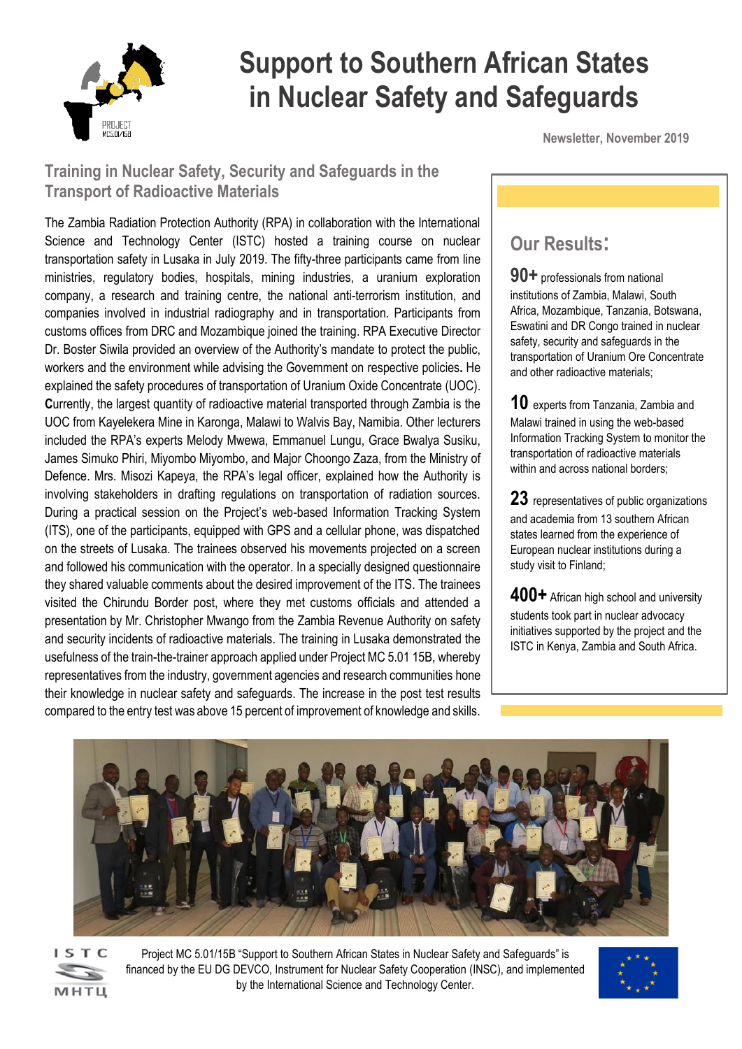# Support to Southern African States in Nuclear Safety and Safeguards

Newsletter, November 2019

## Training in Nuclear Safety, Security and Safeguards in the Transport of Radioactive Materials

The Zambia Radiation Protection Authority (RPA) in collaboration with the International Science and Technology Center (ISTC) hosted a training course on nuclear transportation safety in Lusaka in July 2019. The fifty-three participants came from line ministries, regulatory bodies, hospitals, mining industries, a uranium exploration company, a research and training centre, the national anti-terrorism institution, and companies involved in industrial radiography and in transportation. Participants from customs offices from DRC and Mozambique joined the training. RPA Executive Director Dr. Boster Siwila provided an overview of the Authority's mandate to protect the public, workers and the environment while advising the Government on respective policies. He explained the safety procedures of transportation of Uranium Oxide Concentrate (UOC). Currently, the largest quantity of radioactive material transported through Zambia is the UOC from Kayelekera Mine in Karonga, Malawi to Walvis Bay, Namibia. Other lecturers included the RPA's experts Melody Mwewa, Emmanuel Lungu, Grace Bwalya Susiku, James Simuko Phiri, Miyombo Miyombo, and Major Choongo Zaza, from the Ministry of Defence. Mrs. Misozi Kapeya, the RPA's legal officer, explained how the Authority is involving stakeholders in drafting regulations on transportation of radiation sources. During a practical session on the Project's web-based Information Tracking System (ITS), one of the participants, equipped with GPS and a cellular phone, was dispatched on the streets of Lusaka. The trainees observed his movements projected on a screen and followed his communication with the operator. In a specially designed questionnaire they shared valuable comments about the desired improvement of the ITS. The trainees visited the Chirundu Border post, where they met customs officials and attended a presentation by Mr. Christopher Mwango from the Zambia Revenue Authority on safety and security incidents of radioactive materials. The training in Lusaka demonstrated the usefulness of the train-the-trainer approach applied under Project MC 5.01 15B, whereby representatives from the industry, government agencies and research communities hone their knowledge in nuclear safety and safeguards. The increase in the post test results compared to the entry test was above 15 percent of improvement of knowledge and skills.

## Our Results:

**90+** professionals from national institutions of Zambia, Malawi, South Africa, Mozambique, Tanzania, Botswana, Eswatini and DR Congo trained in nuclear safety, security and safeguards in the transportation of Uranium Ore Concentrate and other radioactive materials;

**10** experts from Tanzania, Zambia and Malawi trained in using the web-based Information Tracking System to monitor the transportation of radioactive materials within and across national borders;

**23** representatives of public organizations and academia from 13 southern African states learned from the experience of European nuclear institutions during a study visit to Finland;

**400+** African high school and university students took part in nuclear advocacy initiatives supported by the project and the ISTC in Kenya, Zambia and South Africa.

Project MC 5.01/15B "Support to Southern African States in Nuclear Safety and Safeguards" is financed by the EU DG DEVCO, Instrument for Nuclear Safety Cooperation (INSC), and implemented by the International Science and Technology Center.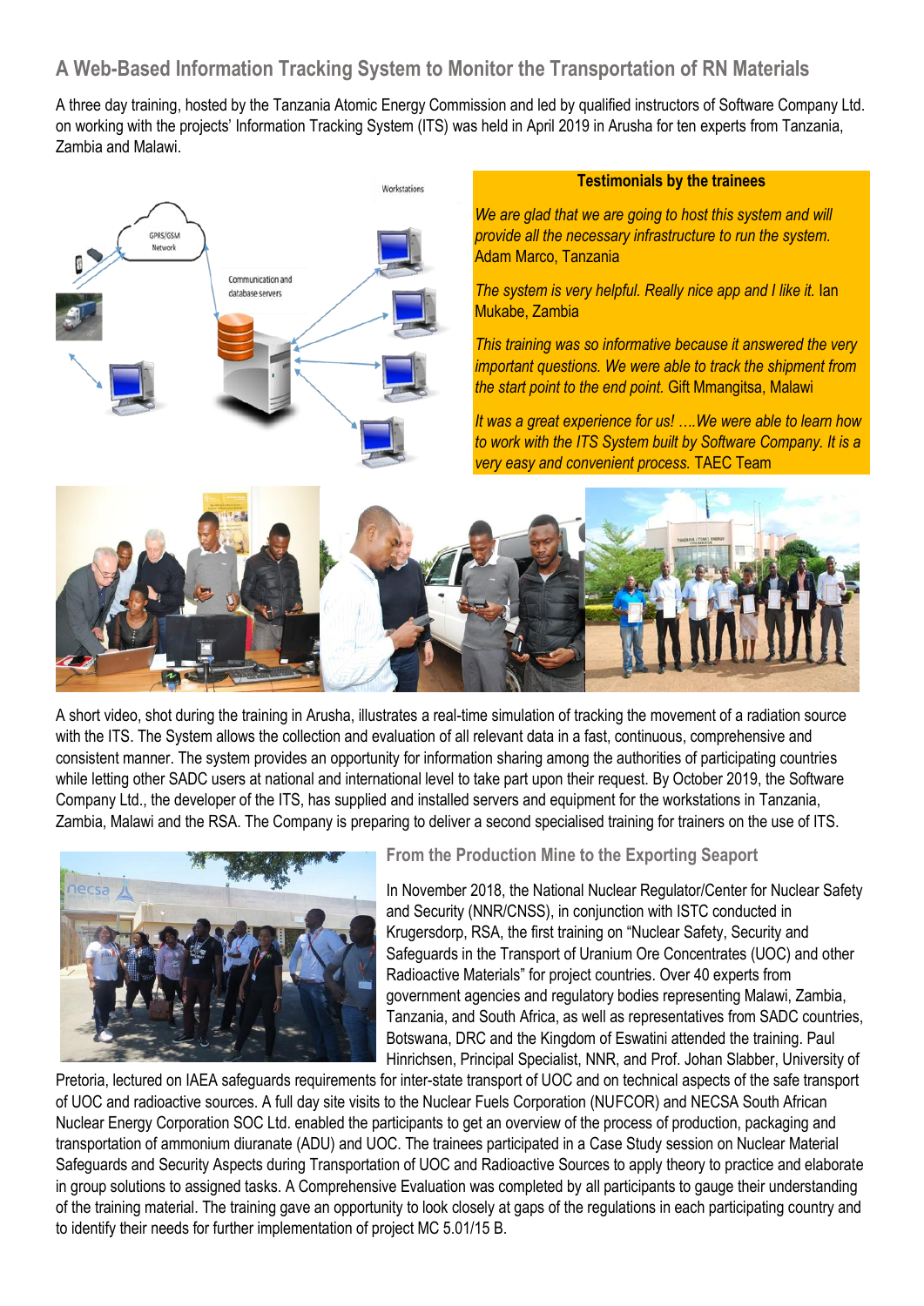## A Web-Based Information Tracking System to Monitor the Transportation of RN Materials

A three day training, hosted by the Tanzania Atomic Energy Commission and led by qualified instructors of Software Company Ltd. on working with the projects' Information Tracking System (ITS) was held in April 2019 in Arusha for ten experts from Tanzania, Zambia and Malawi.

**Testimonials by the trainees**

*We are glad that we are going to host this system and will provide all the necessary infrastructure to run the system.* Adam Marco, Tanzania

*The system is very helpful. Really nice app and I like it.* Ian Mukabe, Zambia

*This training was so informative because it answered the very important questions. We were able to track the shipment from the start point to the end point.* Gift Mmangitsa, Malawi

*It was a great experience for us! ….We were able to learn how to work with the ITS System built by Software Company. It is a very easy and convenient process.* TAEC Team

A short video, shot during the training in Arusha, illustrates a real-time simulation of tracking the movement of a radiation source with the ITS. The System allows the collection and evaluation of all relevant data in a fast, continuous, comprehensive and consistent manner. The system provides an opportunity for information sharing among the authorities of participating countries while letting other SADC users at national and international level to take part upon their request. By October 2019, the Software Company Ltd., the developer of the ITS, has supplied and installed servers and equipment for the workstations in Tanzania, Zambia, Malawi and the RSA. The Company is preparing to deliver a second specialised training for trainers on the use of ITS.

## From the Production Mine to the Exporting Seaport

In November 2018, the National Nuclear Regulator/Center for Nuclear Safety and Security (NNR/CNSS), in conjunction with ISTC conducted in Krugersdorp, RSA, the first training on "Nuclear Safety, Security and Safeguards in the Transport of Uranium Ore Concentrates (UOC) and other Radioactive Materials" for project countries. Over 40 experts from government agencies and regulatory bodies representing Malawi, Zambia, Tanzania, and South Africa, as well as representatives from SADC countries, Botswana, DRC and the Kingdom of Eswatini attended the training. Paul Hinrichsen, Principal Specialist, NNR, and Prof. Johan Slabber, University of Pretoria, lectured on IAEA safeguards requirements for inter-state transport of UOC and on technical aspects of the safe transport of UOC and radioactive sources. A full day site visits to the Nuclear Fuels Corporation (NUFCOR) and NECSA South African Nuclear Energy Corporation SOC Ltd. enabled the participants to get an overview of the process of production, packaging and transportation of ammonium diuranate (ADU) and UOC. The trainees participated in a Case Study session on Nuclear Material Safeguards and Security Aspects during Transportation of UOC and Radioactive Sources to apply theory to practice and elaborate in group solutions to assigned tasks. A Comprehensive Evaluation was completed by all participants to gauge their understanding of the training material. The training gave an opportunity to look closely at gaps of the regulations in each participating country and to identify their needs for further implementation of project MC 5.01/15 B.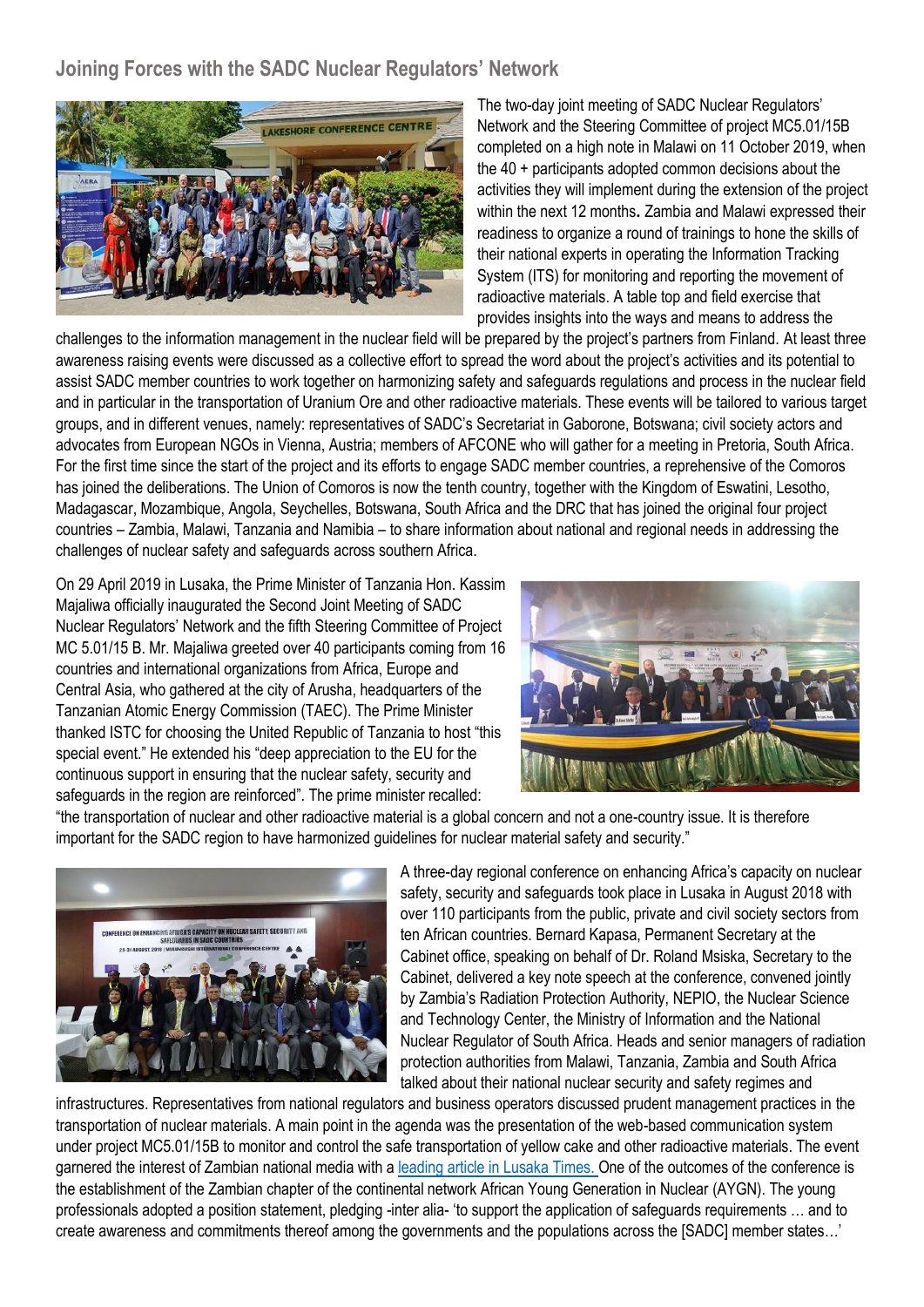## Joining Forces with the SADC Nuclear Regulators' Network

The two-day joint meeting of SADC Nuclear Regulators' Network and the Steering Committee of project MC5.01/15B completed on a high note in Malawi on 11 October 2019, when the 40 + participants adopted common decisions about the activities they will implement during the extension of the project within the next 12 months**.** Zambia and Malawi expressed their readiness to organize a round of trainings to hone the skills of their national experts in operating the Information Tracking System (ITS) for monitoring and reporting the movement of radioactive materials. A table top and field exercise that provides insights into the ways and means to address the challenges to the information management in the nuclear field will be prepared by the project's partners from Finland. At least three awareness raising events were discussed as a collective effort to spread the word about the project's activities and its potential to assist SADC member countries to work together on harmonizing safety and safeguards regulations and process in the nuclear field and in particular in the transportation of Uranium Ore and other radioactive materials. These events will be tailored to various target groups, and in different venues, namely: representatives of SADC's Secretariat in Gaborone, Botswana; civil society actors and advocates from European NGOs in Vienna, Austria; members of AFCONE who will gather for a meeting in Pretoria, South Africa. For the first time since the start of the project and its efforts to engage SADC member countries, a reprehensive of the Comoros has joined the deliberations. The Union of Comoros is now the tenth country, together with the Kingdom of Eswatini, Lesotho, Madagascar, Mozambique, Angola, Seychelles, Botswana, South Africa and the DRC that has joined the original four project countries – Zambia, Malawi, Tanzania and Namibia – to share information about national and regional needs in addressing the challenges of nuclear safety and safeguards across southern Africa.

On 29 April 2019 in Lusaka, the Prime Minister of Tanzania Hon. Kassim Majaliwa officially inaugurated the Second Joint Meeting of SADC Nuclear Regulators' Network and the fifth Steering Committee of Project MC 5.01/15 B. Mr. Majaliwa greeted over 40 participants coming from 16 countries and international organizations from Africa, Europe and Central Asia, who gathered at the city of Arusha, headquarters of the Tanzanian Atomic Energy Commission (TAEC). The Prime Minister thanked ISTC for choosing the United Republic of Tanzania to host "this special event." He extended his "deep appreciation to the EU for the continuous support in ensuring that the nuclear safety, security and safeguards in the region are reinforced". The prime minister recalled: "the transportation of nuclear and other radioactive material is a global concern and not a one-country issue. It is therefore important for the SADC region to have harmonized guidelines for nuclear material safety and security."

A three-day regional conference on enhancing Africa's capacity on nuclear safety, security and safeguards took place in Lusaka in August 2018 with over 110 participants from the public, private and civil society sectors from ten African countries. Bernard Kapasa, Permanent Secretary at the Cabinet office, speaking on behalf of Dr. Roland Msiska, Secretary to the Cabinet, delivered a key note speech at the conference, convened jointly by Zambia's Radiation Protection Authority, NEPIO, the Nuclear Science and Technology Center, the Ministry of Information and the National Nuclear Regulator of South Africa. Heads and senior managers of radiation protection authorities from Malawi, Tanzania, Zambia and South Africa talked about their national nuclear security and safety regimes and infrastructures. Representatives from national regulators and business operators discussed prudent management practices in the transportation of nuclear materials. A main point in the agenda was the presentation of the web-based communication system under project MC5.01/15B to monitor and control the safe transportation of yellow cake and other radioactive materials. The event garnered the interest of Zambian national media with a leading article in Lusaka Times. One of the outcomes of the conference is the establishment of the Zambian chapter of the continental network African Young Generation in Nuclear (AYGN). The young professionals adopted a position statement, pledging -inter alia- 'to support the application of safeguards requirements … and to create awareness and commitments thereof among the governments and the populations across the [SADC] member states…'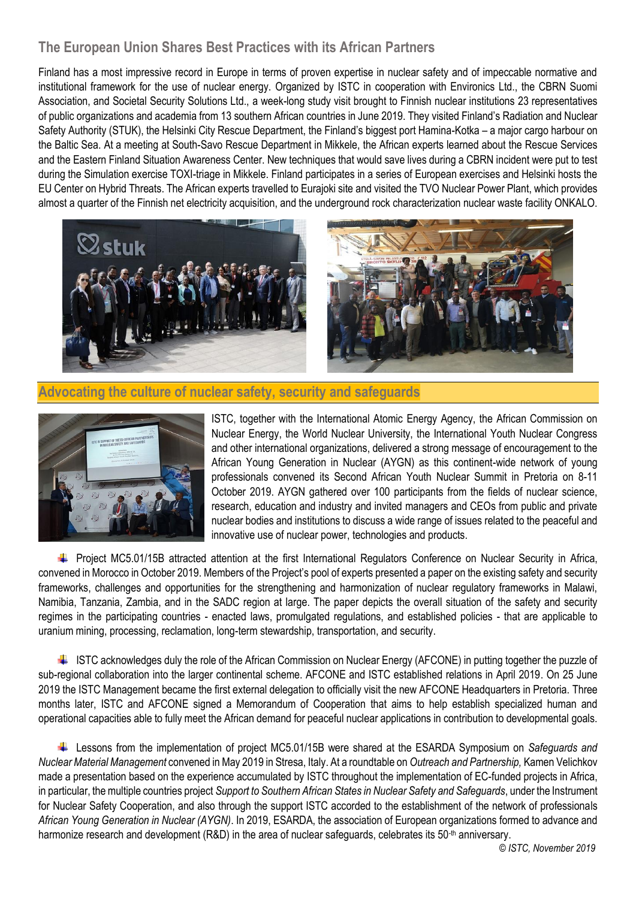## The European Union Shares Best Practices with its African Partners

Finland has a most impressive record in Europe in terms of proven expertise in nuclear safety and of impeccable normative and institutional framework for the use of nuclear energy. Organized by ISTC in cooperation with Environics Ltd., the CBRN Suomi Association, and Societal Security Solutions Ltd., a week-long study visit brought to Finnish nuclear institutions 23 representatives of public organizations and academia from 13 southern African countries in June 2019. They visited Finland's Radiation and Nuclear Safety Authority (STUK), the Helsinki City Rescue Department, the Finland's biggest port Hamina-Kotka – a major cargo harbour on the Baltic Sea. At a meeting at South-Savo Rescue Department in Mikkele, the African experts learned about the Rescue Services and the Eastern Finland Situation Awareness Center. New techniques that would save lives during a CBRN incident were put to test during the Simulation exercise TOXI-triage in Mikkele. Finland participates in a series of European exercises and Helsinki hosts the EU Center on Hybrid Threats. The African experts travelled to Eurajoki site and visited the TVO Nuclear Power Plant, which provides almost a quarter of the Finnish net electricity acquisition, and the underground rock characterization nuclear waste facility ONKALO.

## Advocating the culture of nuclear safety, security and safeguards

ISTC, together with the International Atomic Energy Agency, the African Commission on Nuclear Energy, the World Nuclear University, the International Youth Nuclear Congress and other international organizations, delivered a strong message of encouragement to the African Young Generation in Nuclear (AYGN) as this continent-wide network of young professionals convened its Second African Youth Nuclear Summit in Pretoria on 8-11 October 2019. AYGN gathered over 100 participants from the fields of nuclear science, research, education and industry and invited managers and CEOs from public and private nuclear bodies and institutions to discuss a wide range of issues related to the peaceful and innovative use of nuclear power, technologies and products.

- Project MC5.01/15B attracted attention at the first International Regulators Conference on Nuclear Security in Africa, convened in Morocco in October 2019. Members of the Project's pool of experts presented a paper on the existing safety and security frameworks, challenges and opportunities for the strengthening and harmonization of nuclear regulatory frameworks in Malawi, Namibia, Tanzania, Zambia, and in the SADC region at large. The paper depicts the overall situation of the safety and security regimes in the participating countries - enacted laws, promulgated regulations, and established policies - that are applicable to uranium mining, processing, reclamation, long-term stewardship, transportation, and security.

- ISTC acknowledges duly the role of the African Commission on Nuclear Energy (AFCONE) in putting together the puzzle of sub-regional collaboration into the larger continental scheme. AFCONE and ISTC established relations in April 2019. On 25 June 2019 the ISTC Management became the first external delegation to officially visit the new AFCONE Headquarters in Pretoria. Three months later, ISTC and AFCONE signed a Memorandum of Cooperation that aims to help establish specialized human and operational capacities able to fully meet the African demand for peaceful nuclear applications in contribution to developmental goals.

- Lessons from the implementation of project MC5.01/15B were shared at the ESARDA Symposium on *Safeguards and Nuclear Material Management* convened in May 2019 in Stresa, Italy. At a roundtable on *Outreach and Partnership,* Kamen Velichkov made a presentation based on the experience accumulated by ISTC throughout the implementation of EC-funded projects in Africa, in particular, the multiple countries project *Support to Southern African States in Nuclear Safety and Safeguards*, under the Instrument for Nuclear Safety Cooperation, and also through the support ISTC accorded to the establishment of the network of professionals *African Young Generation in Nuclear (AYGN)*. In 2019, ESARDA, the association of European organizations formed to advance and harmonize research and development (R&D) in the area of nuclear safeguards, celebrates its 50-th anniversary.

*© ISTC, November 2019*